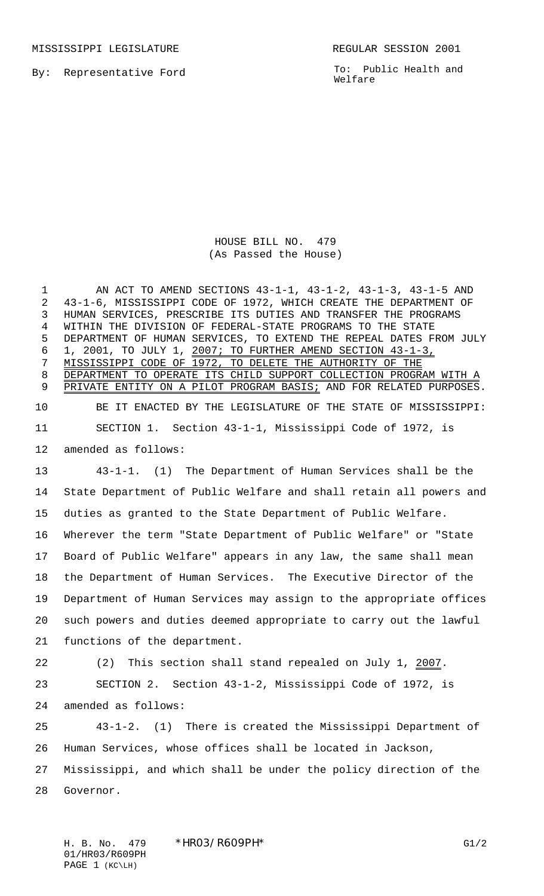MISSISSIPPI LEGISLATURE REGULAR SESSION 2001

By: Representative Ford

To: Public Health and Welfare

HOUSE BILL NO. 479
(As Passed the House)

AN ACT TO AMEND SECTIONS 43-1-1, 43-1-2, 43-1-3, 43-1-5 AND 43-1-6, MISSISSIPPI CODE OF 1972, WHICH CREATE THE DEPARTMENT OF HUMAN SERVICES, PRESCRIBE ITS DUTIES AND TRANSFER THE PROGRAMS WITHIN THE DIVISION OF FEDERAL-STATE PROGRAMS TO THE STATE DEPARTMENT OF HUMAN SERVICES, TO EXTEND THE REPEAL DATES FROM JULY 1, 2001, TO JULY 1, 2007; TO FURTHER AMEND SECTION 43-1-3, MISSISSIPPI CODE OF 1972, TO DELETE THE AUTHORITY OF THE DEPARTMENT TO OPERATE ITS CHILD SUPPORT COLLECTION PROGRAM WITH A PRIVATE ENTITY ON A PILOT PROGRAM BASIS; AND FOR RELATED PURPOSES.

BE IT ENACTED BY THE LEGISLATURE OF THE STATE OF MISSISSIPPI:

SECTION 1. Section 43-1-1, Mississippi Code of 1972, is amended as follows:

43-1-1. (1) The Department of Human Services shall be the State Department of Public Welfare and shall retain all powers and duties as granted to the State Department of Public Welfare. Wherever the term "State Department of Public Welfare" or "State Board of Public Welfare" appears in any law, the same shall mean the Department of Human Services. The Executive Director of the Department of Human Services may assign to the appropriate offices such powers and duties deemed appropriate to carry out the lawful functions of the department.

(2) This section shall stand repealed on July 1, 2007.

SECTION 2. Section 43-1-2, Mississippi Code of 1972, is amended as follows:

43-1-2. (1) There is created the Mississippi Department of Human Services, whose offices shall be located in Jackson, Mississippi, and which shall be under the policy direction of the Governor.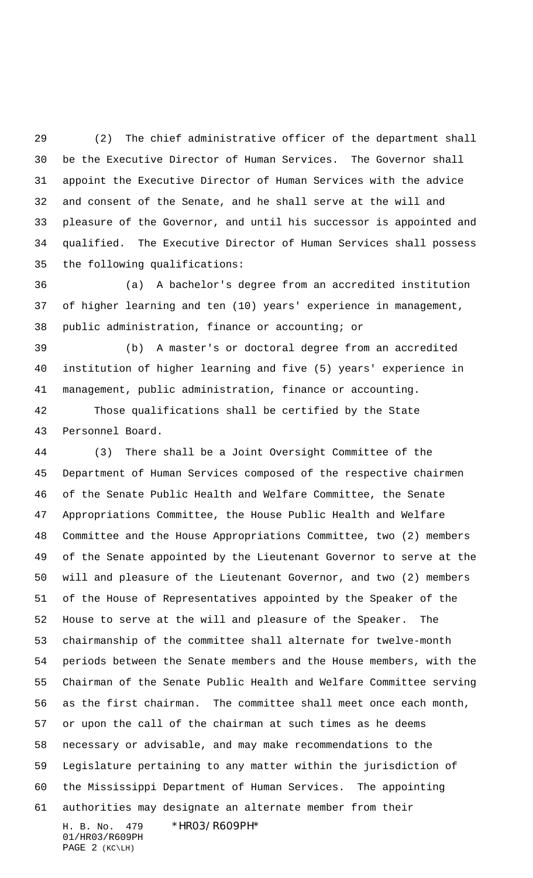(2) The chief administrative officer of the department shall be the Executive Director of Human Services. The Governor shall appoint the Executive Director of Human Services with the advice and consent of the Senate, and he shall serve at the will and pleasure of the Governor, and until his successor is appointed and qualified. The Executive Director of Human Services shall possess the following qualifications:

(a) A bachelor's degree from an accredited institution of higher learning and ten (10) years' experience in management, public administration, finance or accounting; or

(b) A master's or doctoral degree from an accredited institution of higher learning and five (5) years' experience in management, public administration, finance or accounting.

Those qualifications shall be certified by the State Personnel Board.

(3) There shall be a Joint Oversight Committee of the Department of Human Services composed of the respective chairmen of the Senate Public Health and Welfare Committee, the Senate Appropriations Committee, the House Public Health and Welfare Committee and the House Appropriations Committee, two (2) members of the Senate appointed by the Lieutenant Governor to serve at the will and pleasure of the Lieutenant Governor, and two (2) members of the House of Representatives appointed by the Speaker of the House to serve at the will and pleasure of the Speaker. The chairmanship of the committee shall alternate for twelve-month periods between the Senate members and the House members, with the Chairman of the Senate Public Health and Welfare Committee serving as the first chairman. The committee shall meet once each month, or upon the call of the chairman at such times as he deems necessary or advisable, and may make recommendations to the Legislature pertaining to any matter within the jurisdiction of the Mississippi Department of Human Services. The appointing authorities may designate an alternate member from their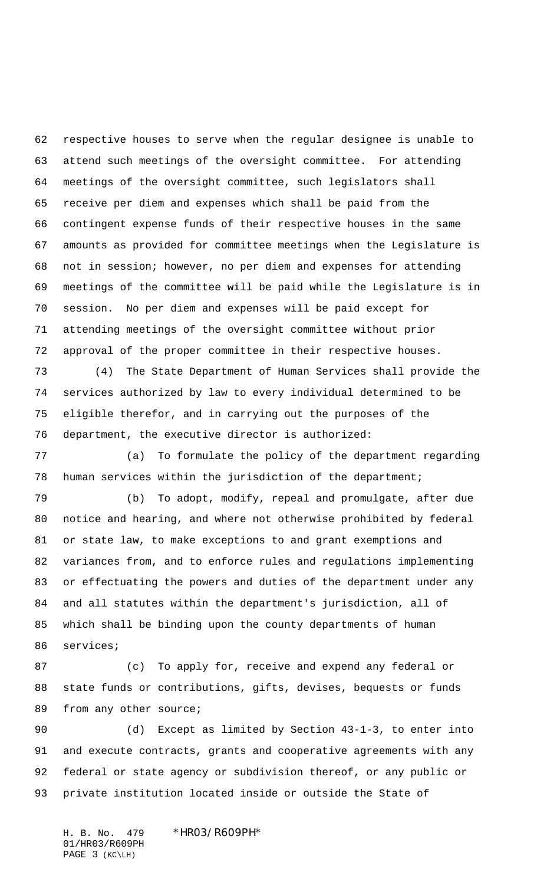respective houses to serve when the regular designee is unable to attend such meetings of the oversight committee. For attending meetings of the oversight committee, such legislators shall receive per diem and expenses which shall be paid from the contingent expense funds of their respective houses in the same amounts as provided for committee meetings when the Legislature is not in session; however, no per diem and expenses for attending meetings of the committee will be paid while the Legislature is in session. No per diem and expenses will be paid except for attending meetings of the oversight committee without prior approval of the proper committee in their respective houses.

(4) The State Department of Human Services shall provide the services authorized by law to every individual determined to be eligible therefor, and in carrying out the purposes of the department, the executive director is authorized:

(a) To formulate the policy of the department regarding human services within the jurisdiction of the department;

(b) To adopt, modify, repeal and promulgate, after due notice and hearing, and where not otherwise prohibited by federal or state law, to make exceptions to and grant exemptions and variances from, and to enforce rules and regulations implementing or effectuating the powers and duties of the department under any and all statutes within the department's jurisdiction, all of which shall be binding upon the county departments of human services;

(c) To apply for, receive and expend any federal or state funds or contributions, gifts, devises, bequests or funds from any other source;

(d) Except as limited by Section 43-1-3, to enter into and execute contracts, grants and cooperative agreements with any federal or state agency or subdivision thereof, or any public or private institution located inside or outside the State of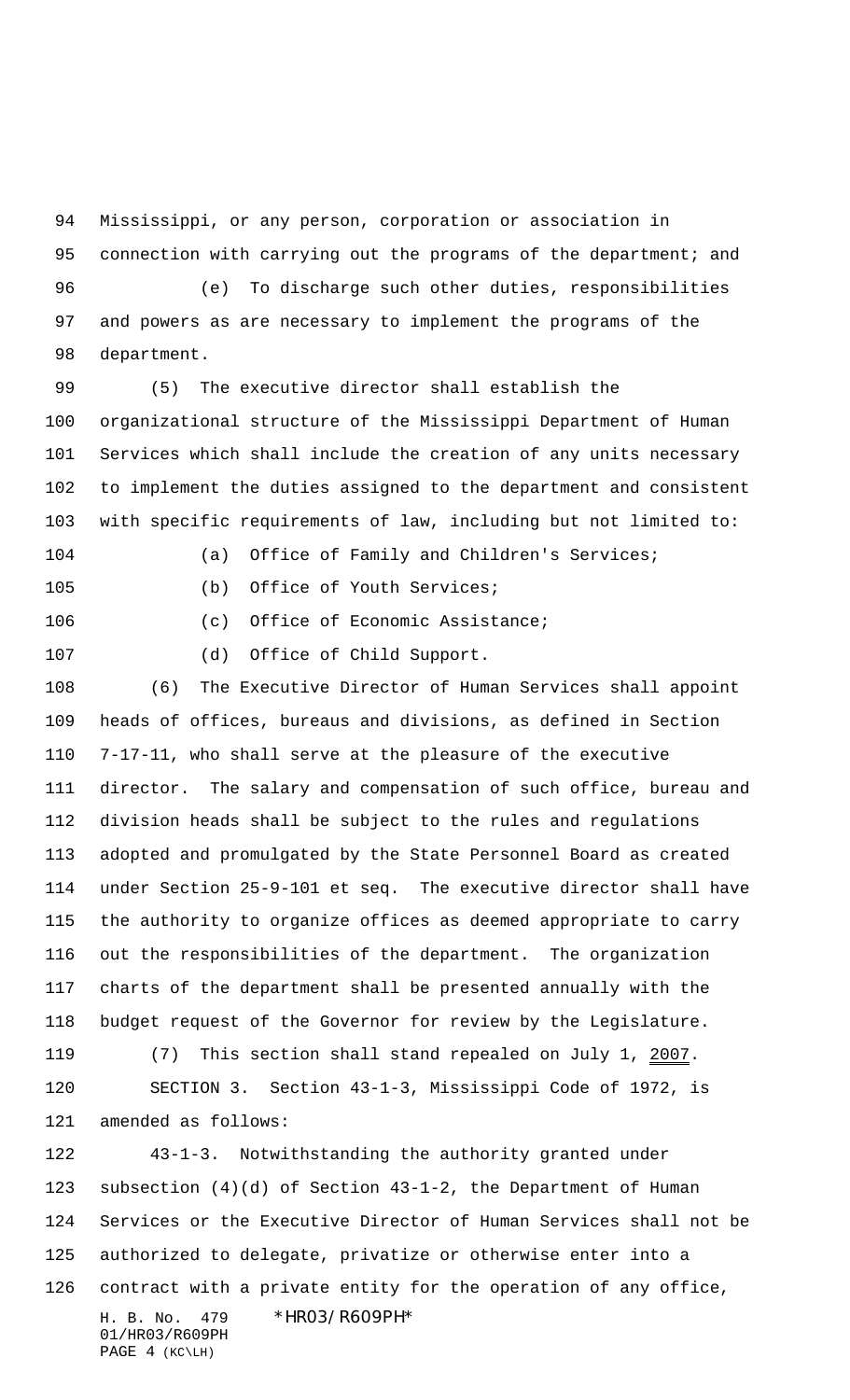Mississippi, or any person, corporation or association in connection with carrying out the programs of the department; and

(e) To discharge such other duties, responsibilities and powers as are necessary to implement the programs of the department.

(5) The executive director shall establish the organizational structure of the Mississippi Department of Human Services which shall include the creation of any units necessary to implement the duties assigned to the department and consistent with specific requirements of law, including but not limited to:

(a) Office of Family and Children's Services;

(b) Office of Youth Services;

(c) Office of Economic Assistance;

(d) Office of Child Support.

(6) The Executive Director of Human Services shall appoint heads of offices, bureaus and divisions, as defined in Section 7-17-11, who shall serve at the pleasure of the executive director. The salary and compensation of such office, bureau and division heads shall be subject to the rules and regulations adopted and promulgated by the State Personnel Board as created under Section 25-9-101 et seq. The executive director shall have the authority to organize offices as deemed appropriate to carry out the responsibilities of the department. The organization charts of the department shall be presented annually with the budget request of the Governor for review by the Legislature.

(7) This section shall stand repealed on July 1, 2007.

SECTION 3. Section 43-1-3, Mississippi Code of 1972, is amended as follows:

43-1-3. Notwithstanding the authority granted under subsection (4)(d) of Section 43-1-2, the Department of Human Services or the Executive Director of Human Services shall not be authorized to delegate, privatize or otherwise enter into a contract with a private entity for the operation of any office,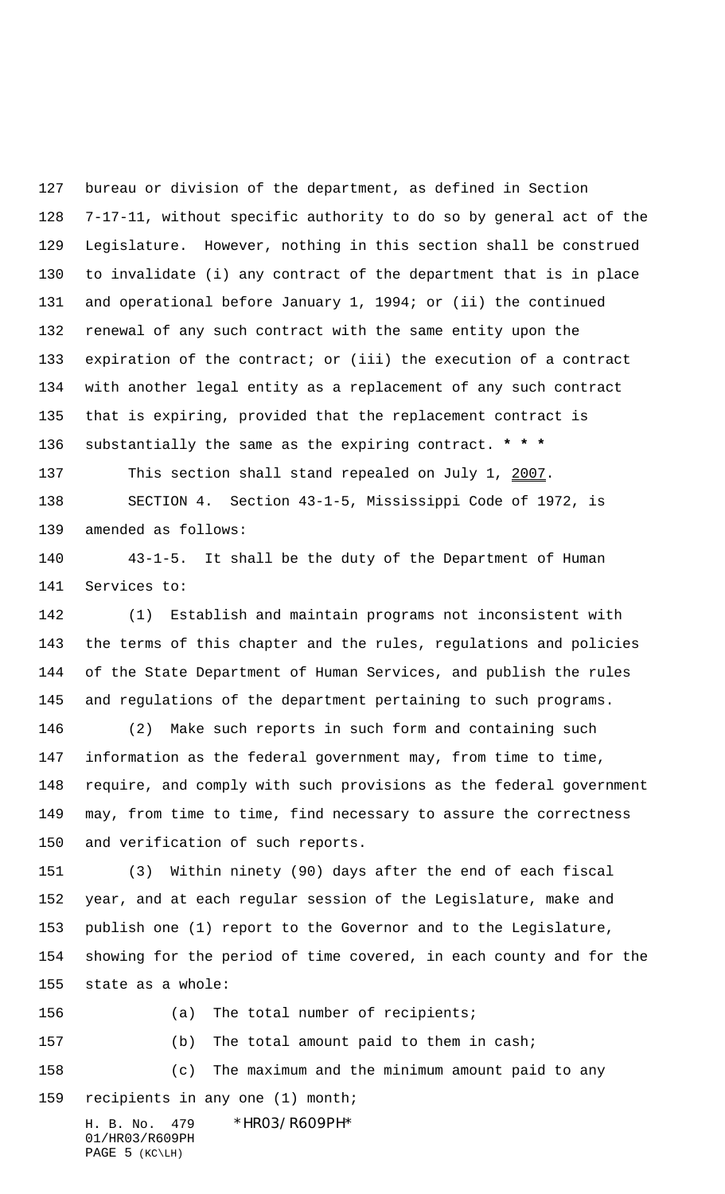bureau or division of the department, as defined in Section 7-17-11, without specific authority to do so by general act of the Legislature. However, nothing in this section shall be construed to invalidate (i) any contract of the department that is in place and operational before January 1, 1994; or (ii) the continued renewal of any such contract with the same entity upon the expiration of the contract; or (iii) the execution of a contract with another legal entity as a replacement of any such contract that is expiring, provided that the replacement contract is substantially the same as the expiring contract. * * *

This section shall stand repealed on July 1, 2007.

SECTION 4. Section 43-1-5, Mississippi Code of 1972, is amended as follows:

43-1-5. It shall be the duty of the Department of Human Services to:

(1) Establish and maintain programs not inconsistent with the terms of this chapter and the rules, regulations and policies of the State Department of Human Services, and publish the rules and regulations of the department pertaining to such programs.

(2) Make such reports in such form and containing such information as the federal government may, from time to time, require, and comply with such provisions as the federal government may, from time to time, find necessary to assure the correctness and verification of such reports.

(3) Within ninety (90) days after the end of each fiscal year, and at each regular session of the Legislature, make and publish one (1) report to the Governor and to the Legislature, showing for the period of time covered, in each county and for the state as a whole:

(a) The total number of recipients;

(b) The total amount paid to them in cash;

(c) The maximum and the minimum amount paid to any recipients in any one (1) month;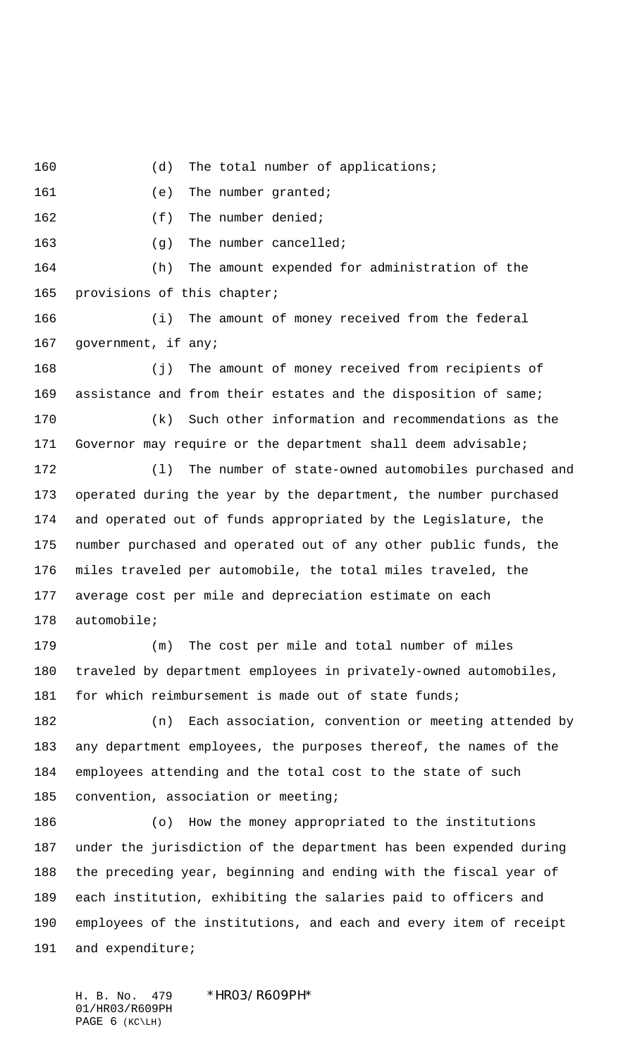(d) The total number of applications;

(e) The number granted;

(f) The number denied;

(g) The number cancelled;

(h) The amount expended for administration of the provisions of this chapter;

(i) The amount of money received from the federal government, if any;

(j) The amount of money received from recipients of assistance and from their estates and the disposition of same;

(k) Such other information and recommendations as the Governor may require or the department shall deem advisable;

(l) The number of state-owned automobiles purchased and operated during the year by the department, the number purchased and operated out of funds appropriated by the Legislature, the number purchased and operated out of any other public funds, the miles traveled per automobile, the total miles traveled, the average cost per mile and depreciation estimate on each automobile;

(m) The cost per mile and total number of miles traveled by department employees in privately-owned automobiles, for which reimbursement is made out of state funds;

(n) Each association, convention or meeting attended by any department employees, the purposes thereof, the names of the employees attending and the total cost to the state of such convention, association or meeting;

(o) How the money appropriated to the institutions under the jurisdiction of the department has been expended during the preceding year, beginning and ending with the fiscal year of each institution, exhibiting the salaries paid to officers and employees of the institutions, and each and every item of receipt and expenditure;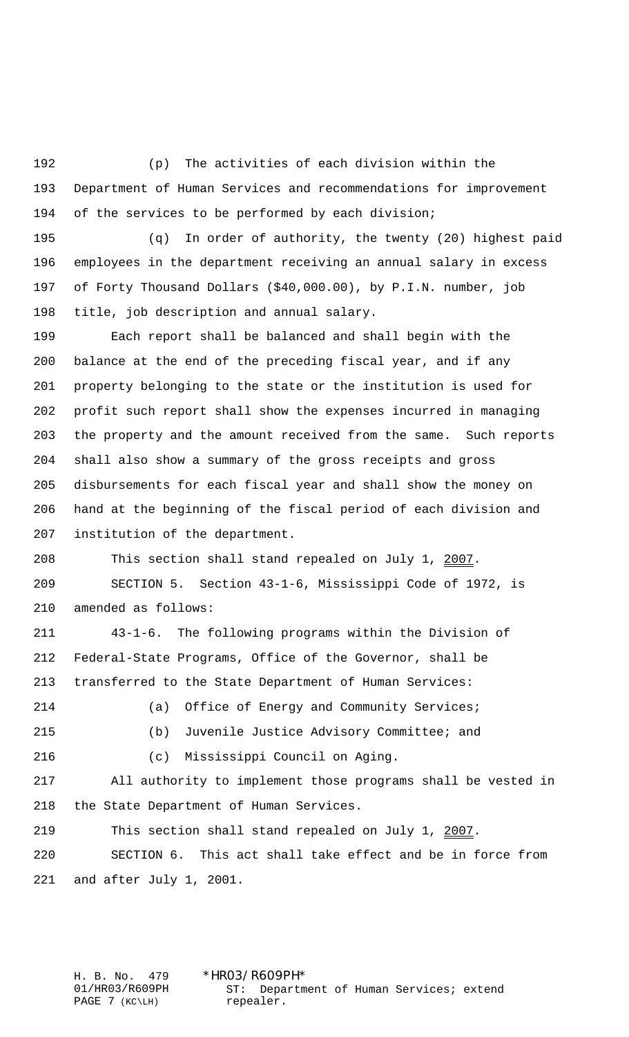(p) The activities of each division within the Department of Human Services and recommendations for improvement of the services to be performed by each division;

(q) In order of authority, the twenty (20) highest paid employees in the department receiving an annual salary in excess of Forty Thousand Dollars ($40,000.00), by P.I.N. number, job title, job description and annual salary.

Each report shall be balanced and shall begin with the balance at the end of the preceding fiscal year, and if any property belonging to the state or the institution is used for profit such report shall show the expenses incurred in managing the property and the amount received from the same. Such reports shall also show a summary of the gross receipts and gross disbursements for each fiscal year and shall show the money on hand at the beginning of the fiscal period of each division and institution of the department.

This section shall stand repealed on July 1, 2007.

SECTION 5. Section 43-1-6, Mississippi Code of 1972, is amended as follows:

43-1-6. The following programs within the Division of Federal-State Programs, Office of the Governor, shall be transferred to the State Department of Human Services:

(a) Office of Energy and Community Services;

(b) Juvenile Justice Advisory Committee; and

(c) Mississippi Council on Aging.

All authority to implement those programs shall be vested in the State Department of Human Services.

This section shall stand repealed on July 1, 2007.

SECTION 6. This act shall take effect and be in force from and after July 1, 2001.